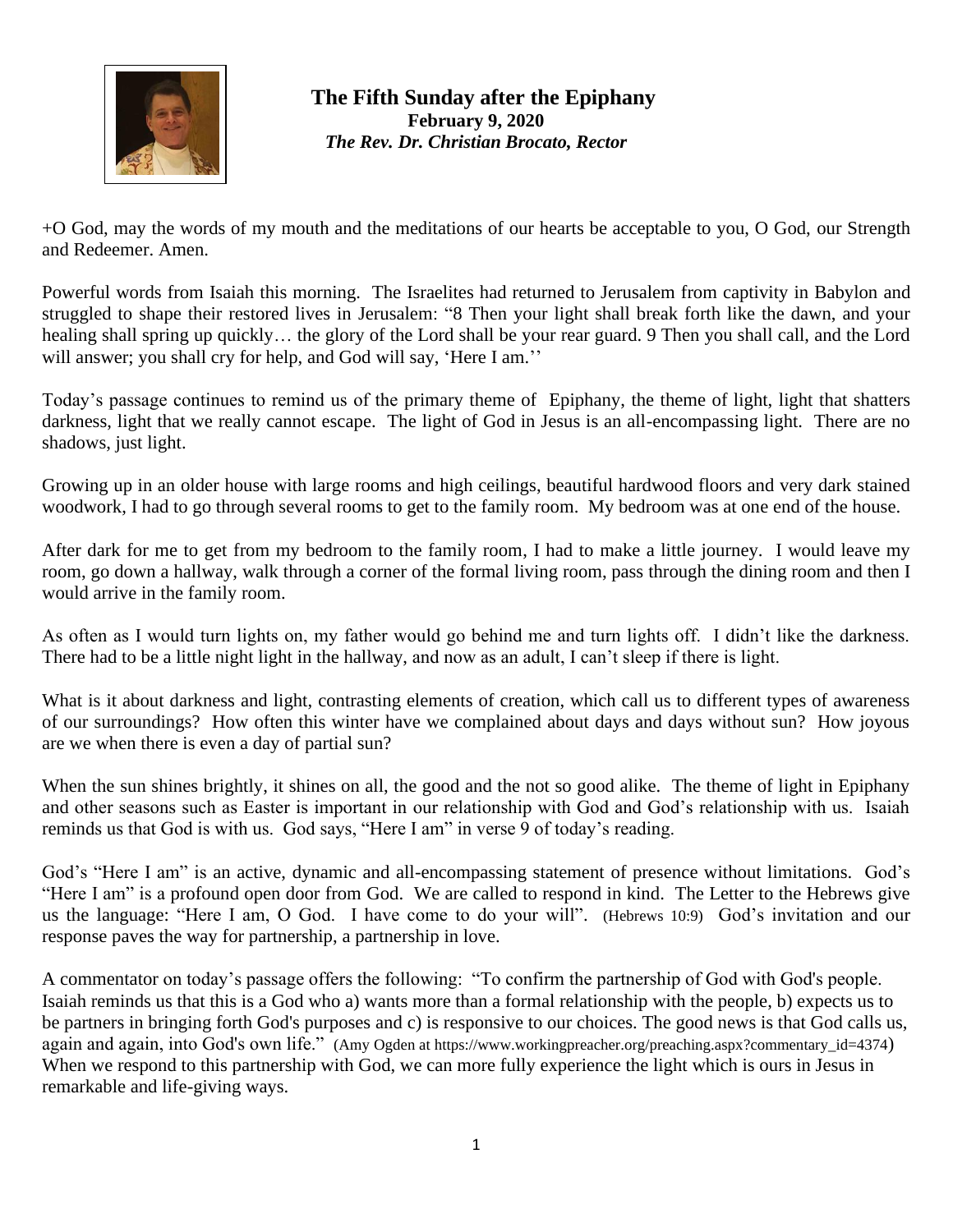# The Fifth Sunday after the Epiphany

**February 9, 2020**

***The Rev. Dr. Christian Brocato, Rector***

+O God, may the words of my mouth and the meditations of our hearts be acceptable to you, O God, our Strength and Redeemer. Amen.

Powerful words from Isaiah this morning. The Israelites had returned to Jerusalem from captivity in Babylon and struggled to shape their restored lives in Jerusalem: "8 Then your light shall break forth like the dawn, and your healing shall spring up quickly… the glory of the Lord shall be your rear guard. 9 Then you shall call, and the Lord will answer; you shall cry for help, and God will say, 'Here I am.''

Today's passage continues to remind us of the primary theme of Epiphany, the theme of light, light that shatters darkness, light that we really cannot escape. The light of God in Jesus is an all-encompassing light. There are no shadows, just light.

Growing up in an older house with large rooms and high ceilings, beautiful hardwood floors and very dark stained woodwork, I had to go through several rooms to get to the family room. My bedroom was at one end of the house.

After dark for me to get from my bedroom to the family room, I had to make a little journey. I would leave my room, go down a hallway, walk through a corner of the formal living room, pass through the dining room and then I would arrive in the family room.

As often as I would turn lights on, my father would go behind me and turn lights off. I didn't like the darkness. There had to be a little night light in the hallway, and now as an adult, I can't sleep if there is light.

What is it about darkness and light, contrasting elements of creation, which call us to different types of awareness of our surroundings? How often this winter have we complained about days and days without sun? How joyous are we when there is even a day of partial sun?

When the sun shines brightly, it shines on all, the good and the not so good alike. The theme of light in Epiphany and other seasons such as Easter is important in our relationship with God and God's relationship with us. Isaiah reminds us that God is with us. God says, "Here I am" in verse 9 of today's reading.

God's "Here I am" is an active, dynamic and all-encompassing statement of presence without limitations. God's "Here I am" is a profound open door from God. We are called to respond in kind. The Letter to the Hebrews give us the language: "Here I am, O God. I have come to do your will". (Hebrews 10:9) God's invitation and our response paves the way for partnership, a partnership in love.

A commentator on today's passage offers the following: "To confirm the partnership of God with God's people. Isaiah reminds us that this is a God who a) wants more than a formal relationship with the people, b) expects us to be partners in bringing forth God's purposes and c) is responsive to our choices. The good news is that God calls us, again and again, into God's own life." (Amy Ogden at https://www.workingpreacher.org/preaching.aspx?commentary_id=4374) When we respond to this partnership with God, we can more fully experience the light which is ours in Jesus in remarkable and life-giving ways.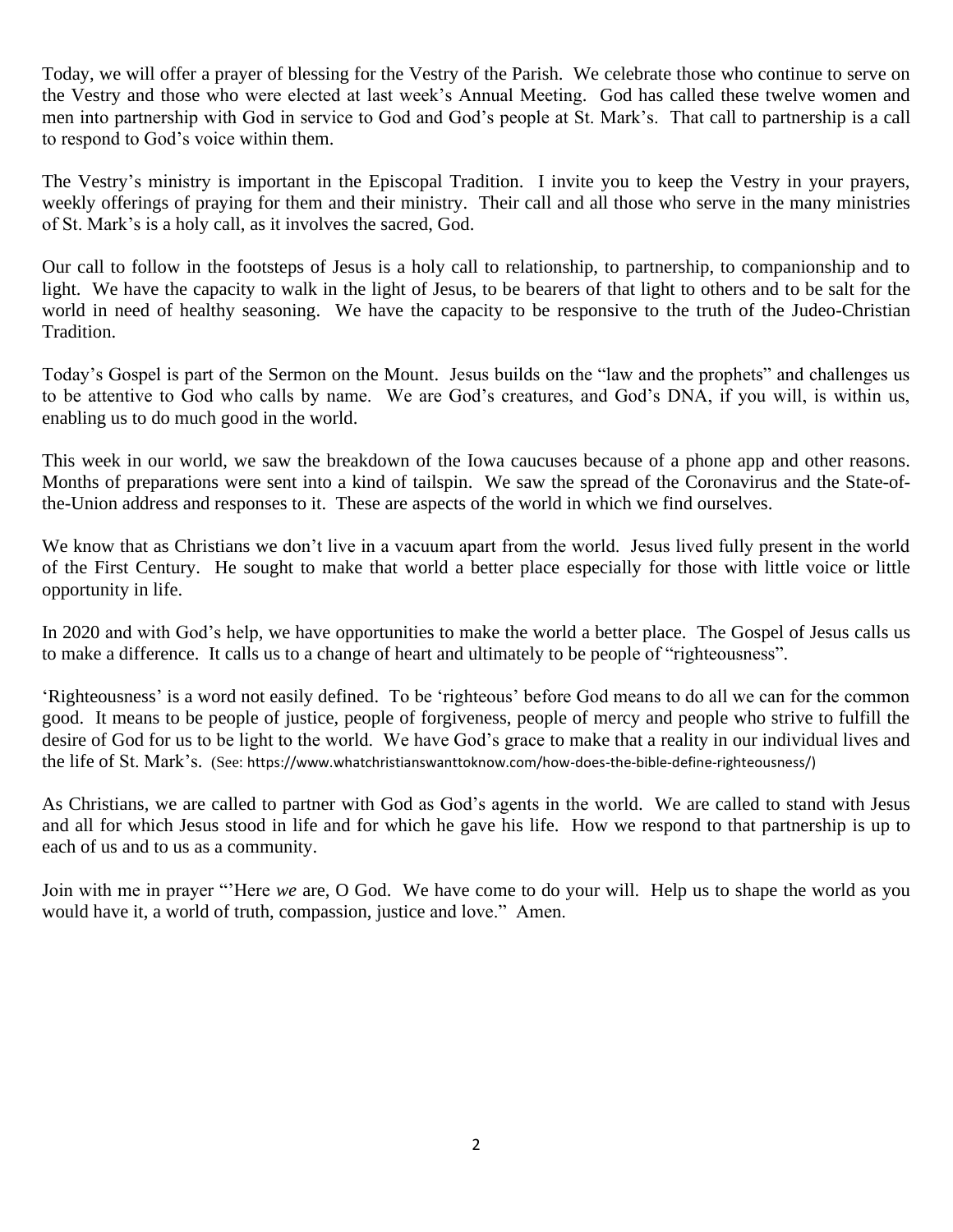Today, we will offer a prayer of blessing for the Vestry of the Parish. We celebrate those who continue to serve on the Vestry and those who were elected at last week's Annual Meeting. God has called these twelve women and men into partnership with God in service to God and God's people at St. Mark's. That call to partnership is a call to respond to God's voice within them.

The Vestry's ministry is important in the Episcopal Tradition. I invite you to keep the Vestry in your prayers, weekly offerings of praying for them and their ministry. Their call and all those who serve in the many ministries of St. Mark's is a holy call, as it involves the sacred, God.

Our call to follow in the footsteps of Jesus is a holy call to relationship, to partnership, to companionship and to light. We have the capacity to walk in the light of Jesus, to be bearers of that light to others and to be salt for the world in need of healthy seasoning. We have the capacity to be responsive to the truth of the Judeo-Christian Tradition.

Today's Gospel is part of the Sermon on the Mount. Jesus builds on the "law and the prophets" and challenges us to be attentive to God who calls by name. We are God's creatures, and God's DNA, if you will, is within us, enabling us to do much good in the world.

This week in our world, we saw the breakdown of the Iowa caucuses because of a phone app and other reasons. Months of preparations were sent into a kind of tailspin. We saw the spread of the Coronavirus and the State-of-the-Union address and responses to it. These are aspects of the world in which we find ourselves.

We know that as Christians we don't live in a vacuum apart from the world. Jesus lived fully present in the world of the First Century. He sought to make that world a better place especially for those with little voice or little opportunity in life.

In 2020 and with God's help, we have opportunities to make the world a better place. The Gospel of Jesus calls us to make a difference. It calls us to a change of heart and ultimately to be people of "righteousness".

'Righteousness' is a word not easily defined. To be 'righteous' before God means to do all we can for the common good. It means to be people of justice, people of forgiveness, people of mercy and people who strive to fulfill the desire of God for us to be light to the world. We have God's grace to make that a reality in our individual lives and the life of St. Mark's. (See: https://www.whatchristianswanttoknow.com/how-does-the-bible-define-righteousness/)

As Christians, we are called to partner with God as God's agents in the world. We are called to stand with Jesus and all for which Jesus stood in life and for which he gave his life. How we respond to that partnership is up to each of us and to us as a community.

Join with me in prayer "'Here *we* are, O God. We have come to do your will. Help us to shape the world as you would have it, a world of truth, compassion, justice and love." Amen.